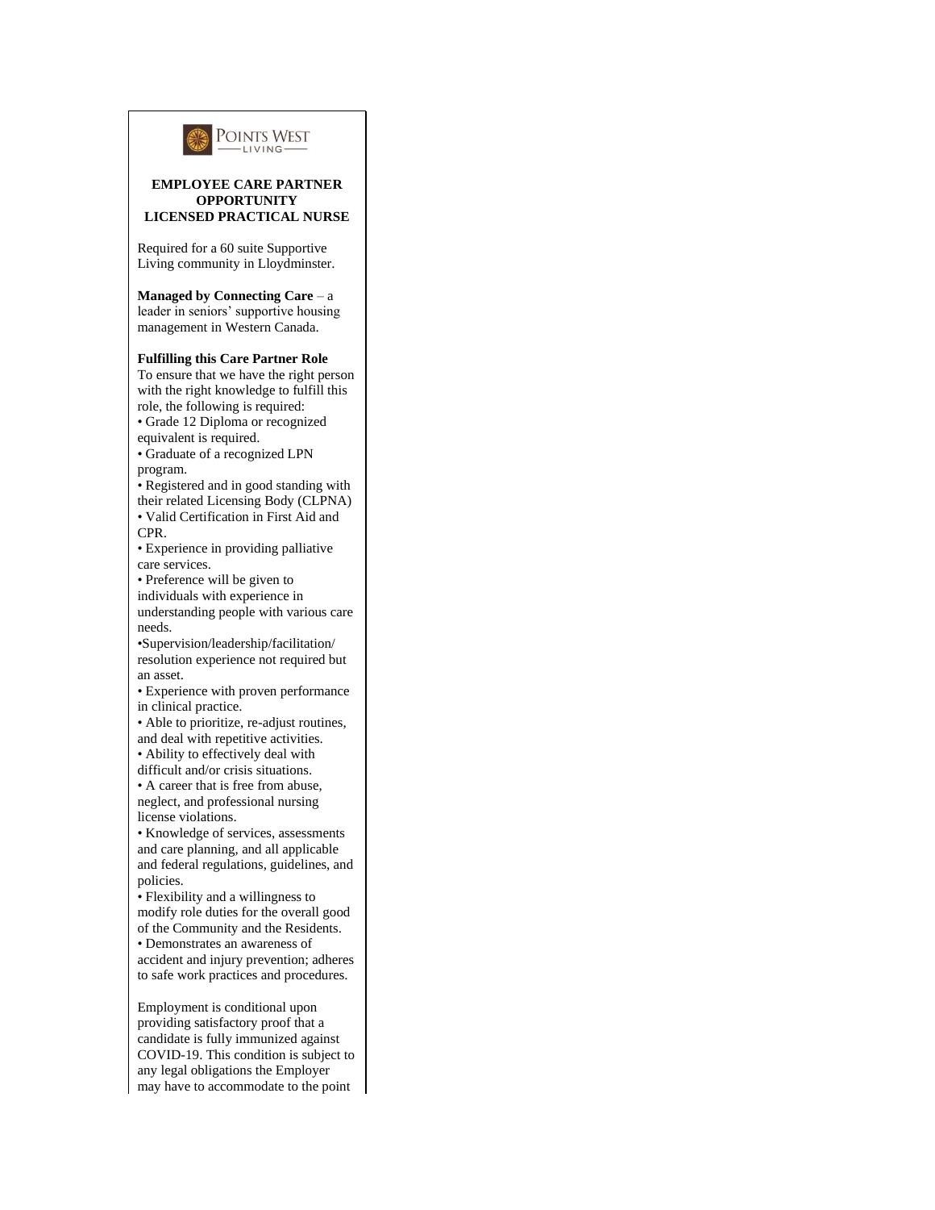POINTS WEST
LIVING

**EMPLOYEE CARE PARTNER OPPORTUNITY**
**LICENSED PRACTICAL NURSE**

Required for a 60 suite Supportive Living community in Lloydminster.

**Managed by Connecting Care** – a leader in seniors' supportive housing management in Western Canada.

**Fulfilling this Care Partner Role**
To ensure that we have the right person with the right knowledge to fulfill this role, the following is required:

- Grade 12 Diploma or recognized equivalent is required.
- Graduate of a recognized LPN program.
- Registered and in good standing with their related Licensing Body (CLPNA)
- Valid Certification in First Aid and CPR.
- Experience in providing palliative care services.
- Preference will be given to individuals with experience in understanding people with various care needs.
- Supervision/leadership/facilitation/ resolution experience not required but an asset.
- Experience with proven performance in clinical practice.
- Able to prioritize, re-adjust routines, and deal with repetitive activities.
- Ability to effectively deal with difficult and/or crisis situations.
- A career that is free from abuse, neglect, and professional nursing license violations.
- Knowledge of services, assessments and care planning, and all applicable and federal regulations, guidelines, and policies.
- Flexibility and a willingness to modify role duties for the overall good of the Community and the Residents.
- Demonstrates an awareness of accident and injury prevention; adheres to safe work practices and procedures.

Employment is conditional upon providing satisfactory proof that a candidate is fully immunized against COVID-19. This condition is subject to any legal obligations the Employer may have to accommodate to the point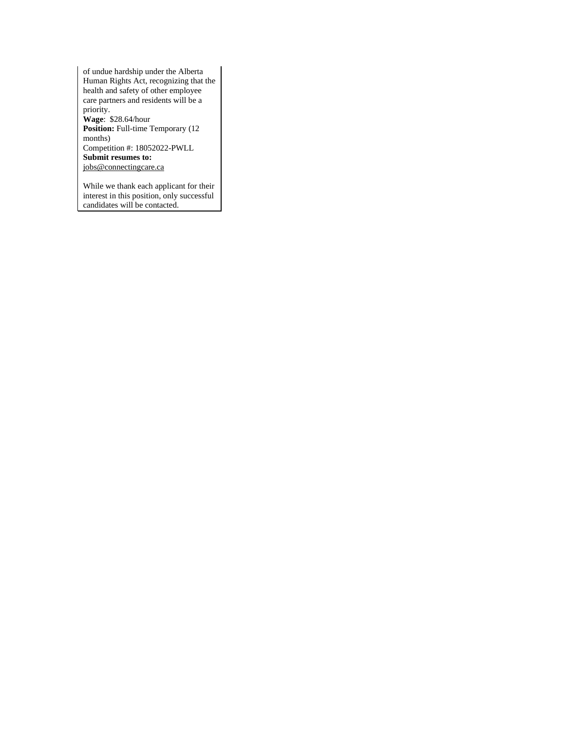of undue hardship under the Alberta Human Rights Act, recognizing that the health and safety of other employee care partners and residents will be a priority.

**Wage**: $28.64/hour

**Position:** Full-time Temporary (12 months)

Competition #: 18052022-PWLL

**Submit resumes to:**
jobs@connectingcare.ca

While we thank each applicant for their interest in this position, only successful candidates will be contacted.